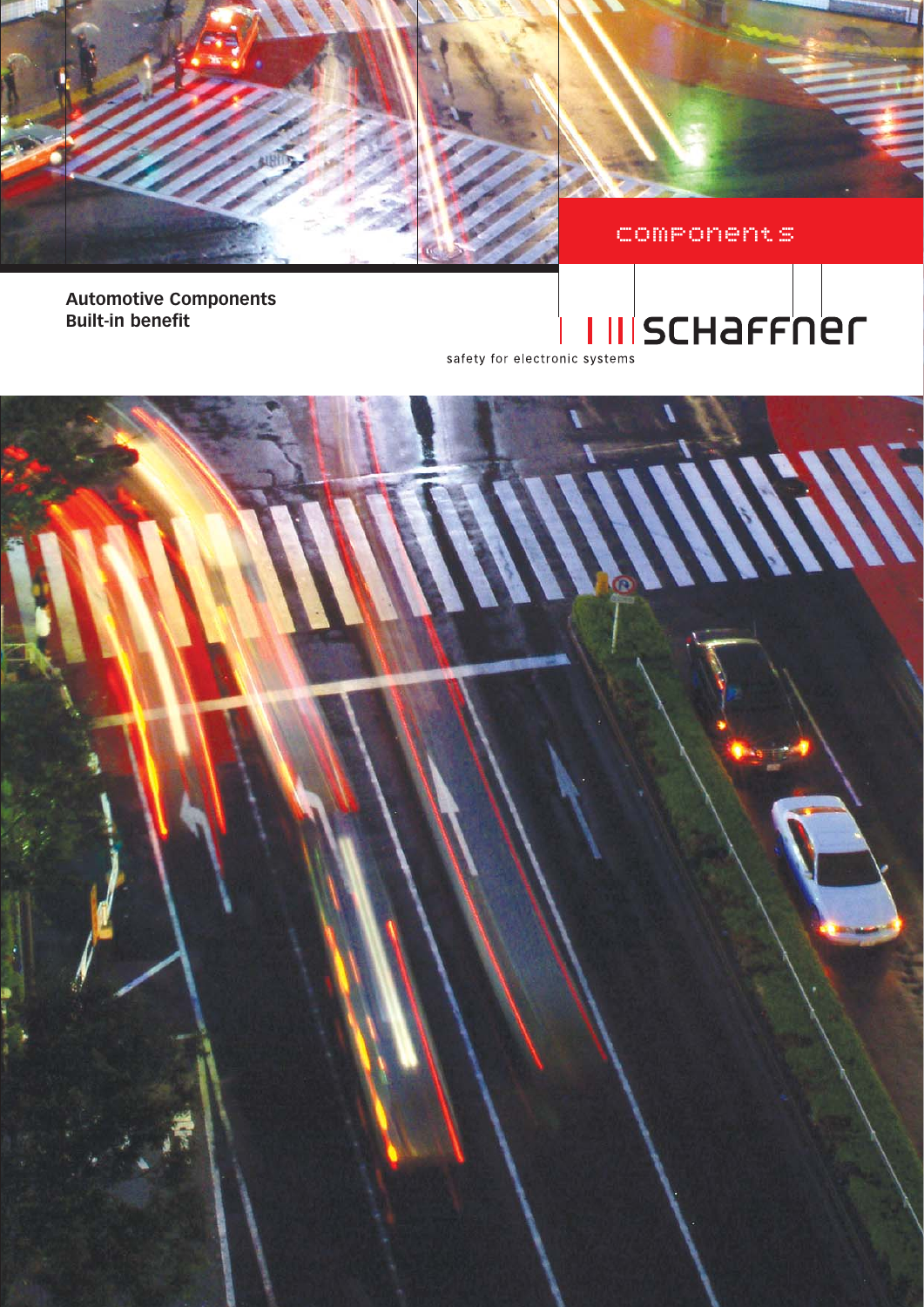components

# Automotive Components
## Built-in benefit

schaffner

safety for electronic systems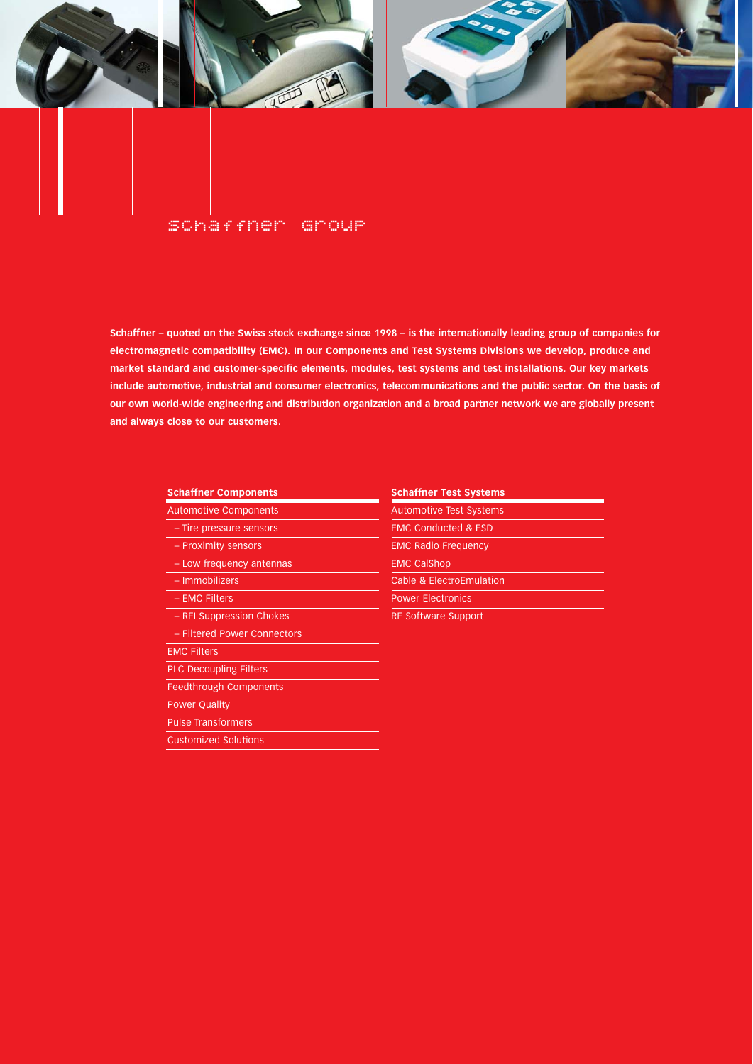# Schaffner Group

**Schaffner – quoted on the Swiss stock exchange since 1998 – is the internationally leading group of companies for electromagnetic compatibility (EMC). In our Components and Test Systems Divisions we develop, produce and market standard and customer-specific elements, modules, test systems and test installations. Our key markets include automotive, industrial and consumer electronics, telecommunications and the public sector. On the basis of our own world-wide engineering and distribution organization and a broad partner network we are globally present and always close to our customers.**

| Schaffner Components |
|---|
| Automotive Components |
| – Tire pressure sensors |
| – Proximity sensors |
| – Low frequency antennas |
| – Immobilizers |
| – EMC Filters |
| – RFI Suppression Chokes |
| – Filtered Power Connectors |
| EMC Filters |
| PLC Decoupling Filters |
| Feedthrough Components |
| Power Quality |
| Pulse Transformers |
| Customized Solutions |

| Schaffner Test Systems |
|---|
| Automotive Test Systems |
| EMC Conducted & ESD |
| EMC Radio Frequency |
| EMC CalShop |
| Cable & ElectroEmulation |
| Power Electronics |
| RF Software Support |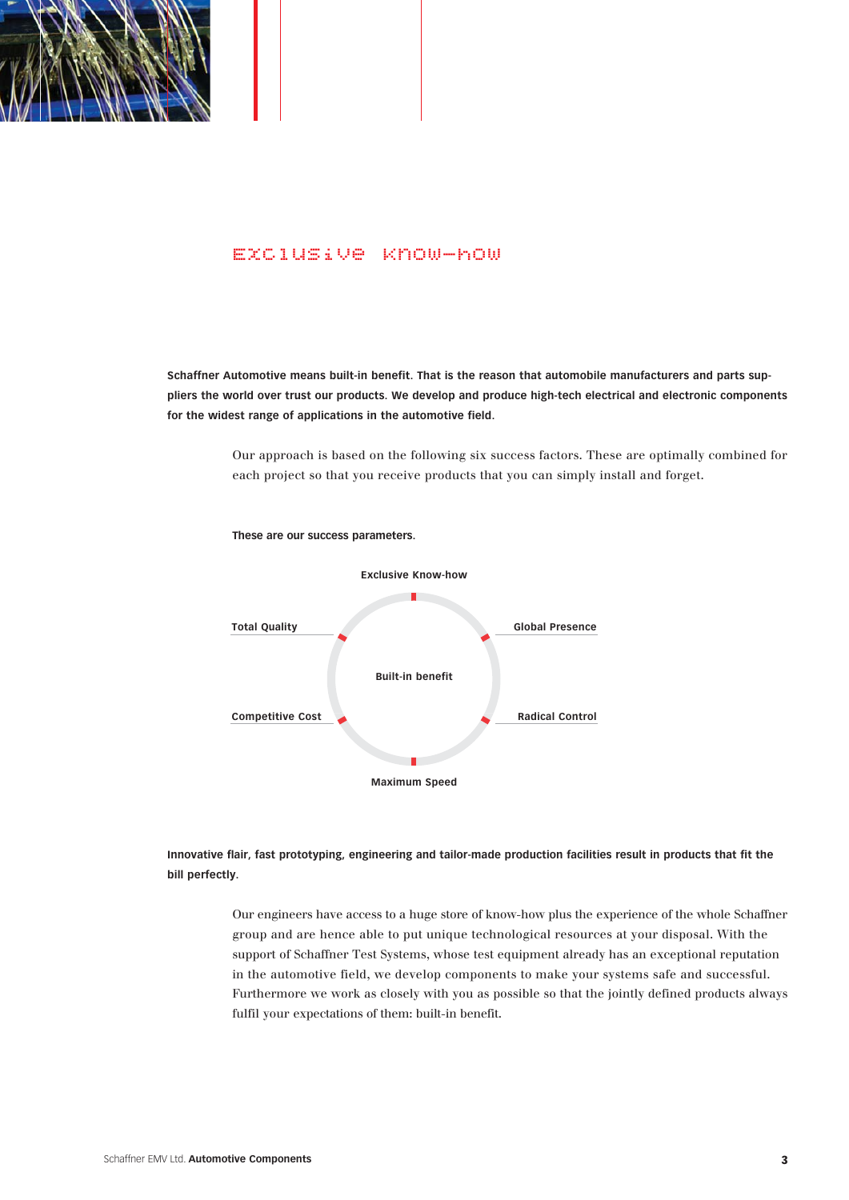# Exclusive know-how

**Schaffner Automotive means built-in benefit. That is the reason that automobile manufacturers and parts suppliers the world over trust our products. We develop and produce high-tech electrical and electronic components for the widest range of applications in the automotive field.**

Our approach is based on the following six success factors. These are optimally combined for each project so that you receive products that you can simply install and forget.

**These are our success parameters.**

**Built-in benefit**

- **Exclusive Know-how**
- **Global Presence**
- **Radical Control**
- **Maximum Speed**
- **Competitive Cost**
- **Total Quality**

**Innovative flair, fast prototyping, engineering and tailor-made production facilities result in products that fit the bill perfectly.**

Our engineers have access to a huge store of know-how plus the experience of the whole Schaffner group and are hence able to put unique technological resources at your disposal. With the support of Schaffner Test Systems, whose test equipment already has an exceptional reputation in the automotive field, we develop components to make your systems safe and successful. Furthermore we work as closely with you as possible so that the jointly defined products always fulfil your expectations of them: built-in benefit.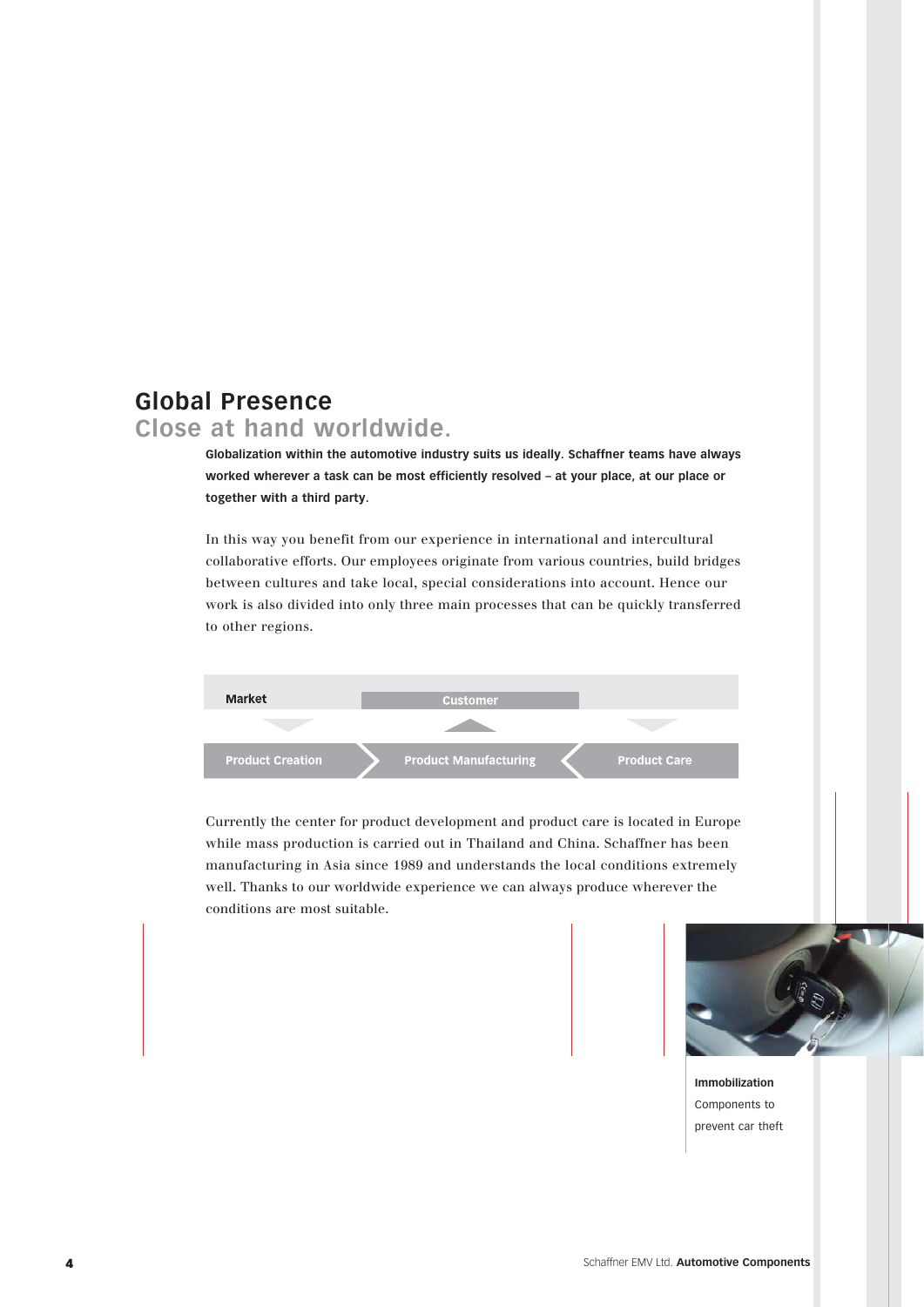## Global Presence

### Close at hand worldwide.

**Globalization within the automotive industry suits us ideally. Schaffner teams have always worked wherever a task can be most efficiently resolved – at your place, at our place or together with a third party.**

In this way you benefit from our experience in international and intercultural collaborative efforts. Our employees originate from various countries, build bridges between cultures and take local, special considerations into account. Hence our work is also divided into only three main processes that can be quickly transferred to other regions.

**Market** | **Customer**

**Product Creation** → **Product Manufacturing** ← **Product Care**

Currently the center for product development and product care is located in Europe while mass production is carried out in Thailand and China. Schaffner has been manufacturing in Asia since 1989 and understands the local conditions extremely well. Thanks to our worldwide experience we can always produce wherever the conditions are most suitable.

**Immobilization**
Components to prevent car theft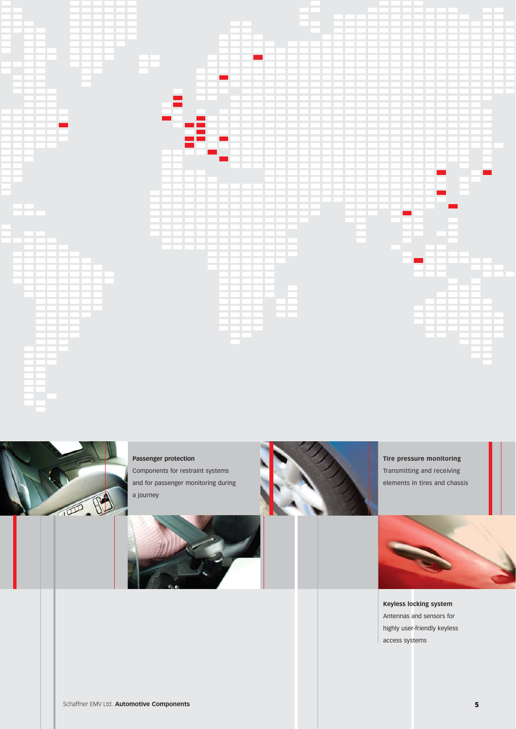**Passenger protection**

Components for restraint systems and for passenger monitoring during a journey

**Tire pressure monitoring**

Transmitting and receiving elements in tires and chassis

**Keyless locking system**

Antennas and sensors for highly user-friendly keyless access systems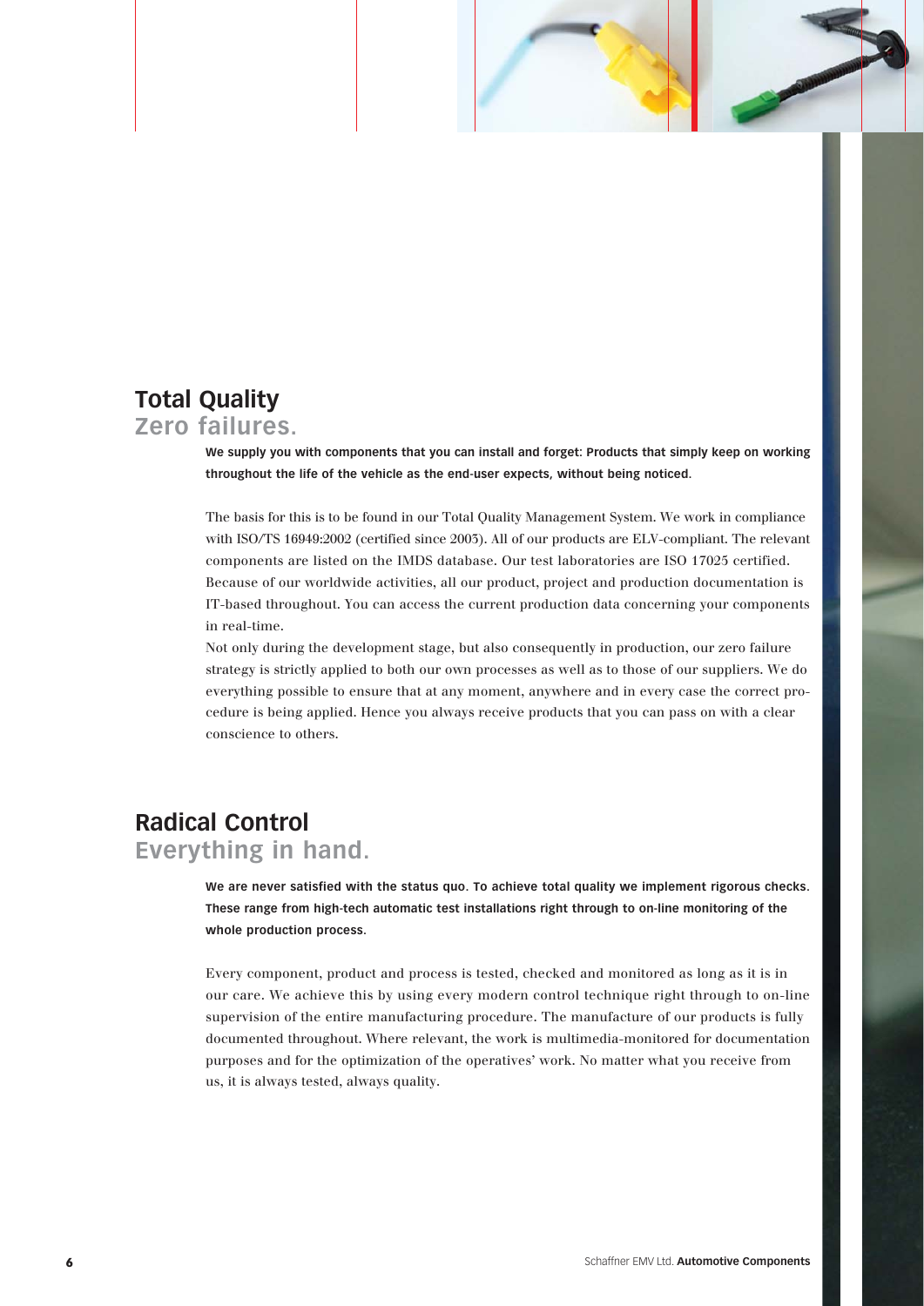## Total Quality
### Zero failures.

**We supply you with components that you can install and forget: Products that simply keep on working throughout the life of the vehicle as the end-user expects, without being noticed.**

The basis for this is to be found in our Total Quality Management System. We work in compliance with ISO/TS 16949:2002 (certified since 2003). All of our products are ELV-compliant. The relevant components are listed on the IMDS database. Our test laboratories are ISO 17025 certified. Because of our worldwide activities, all our product, project and production documentation is IT-based throughout. You can access the current production data concerning your components in real-time.

Not only during the development stage, but also consequently in production, our zero failure strategy is strictly applied to both our own processes as well as to those of our suppliers. We do everything possible to ensure that at any moment, anywhere and in every case the correct procedure is being applied. Hence you always receive products that you can pass on with a clear conscience to others.

## Radical Control
### Everything in hand.

**We are never satisfied with the status quo. To achieve total quality we implement rigorous checks. These range from high-tech automatic test installations right through to on-line monitoring of the whole production process.**

Every component, product and process is tested, checked and monitored as long as it is in our care. We achieve this by using every modern control technique right through to on-line supervision of the entire manufacturing procedure. The manufacture of our products is fully documented throughout. Where relevant, the work is multimedia-monitored for documentation purposes and for the optimization of the operatives' work. No matter what you receive from us, it is always tested, always quality.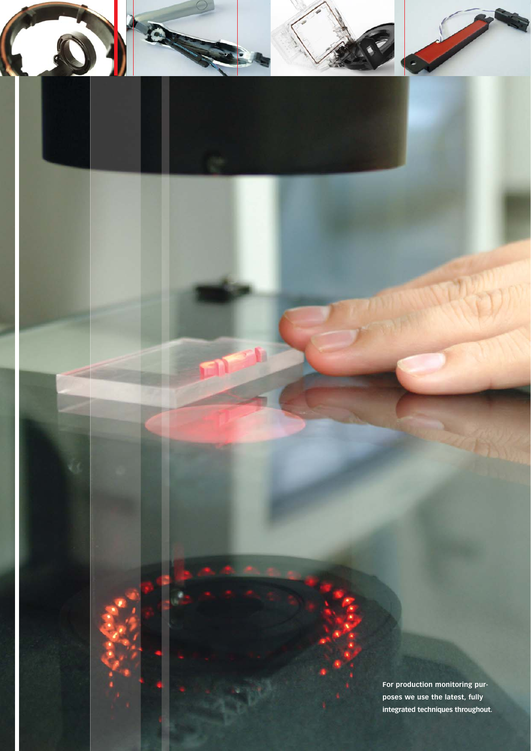**For production monitoring purposes we use the latest, fully integrated techniques throughout.**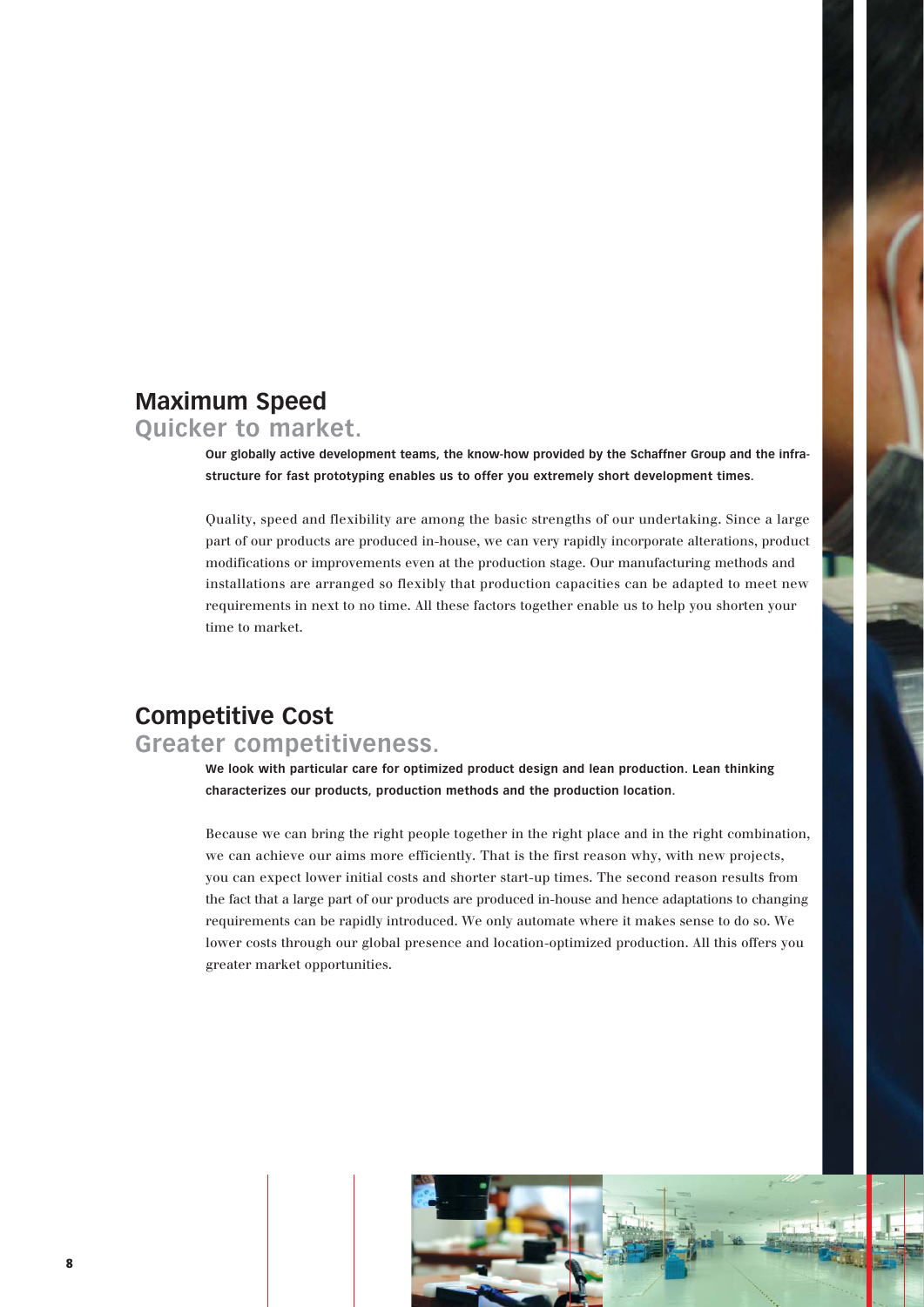## Maximum Speed

### Quicker to market.

**Our globally active development teams, the know-how provided by the Schaffner Group and the infrastructure for fast prototyping enables us to offer you extremely short development times.**

Quality, speed and flexibility are among the basic strengths of our undertaking. Since a large part of our products are produced in-house, we can very rapidly incorporate alterations, product modifications or improvements even at the production stage. Our manufacturing methods and installations are arranged so flexibly that production capacities can be adapted to meet new requirements in next to no time. All these factors together enable us to help you shorten your time to market.

## Competitive Cost

### Greater competitiveness.

**We look with particular care for optimized product design and lean production. Lean thinking characterizes our products, production methods and the production location.**

Because we can bring the right people together in the right place and in the right combination, we can achieve our aims more efficiently. That is the first reason why, with new projects, you can expect lower initial costs and shorter start-up times. The second reason results from the fact that a large part of our products are produced in-house and hence adaptations to changing requirements can be rapidly introduced. We only automate where it makes sense to do so. We lower costs through our global presence and location-optimized production. All this offers you greater market opportunities.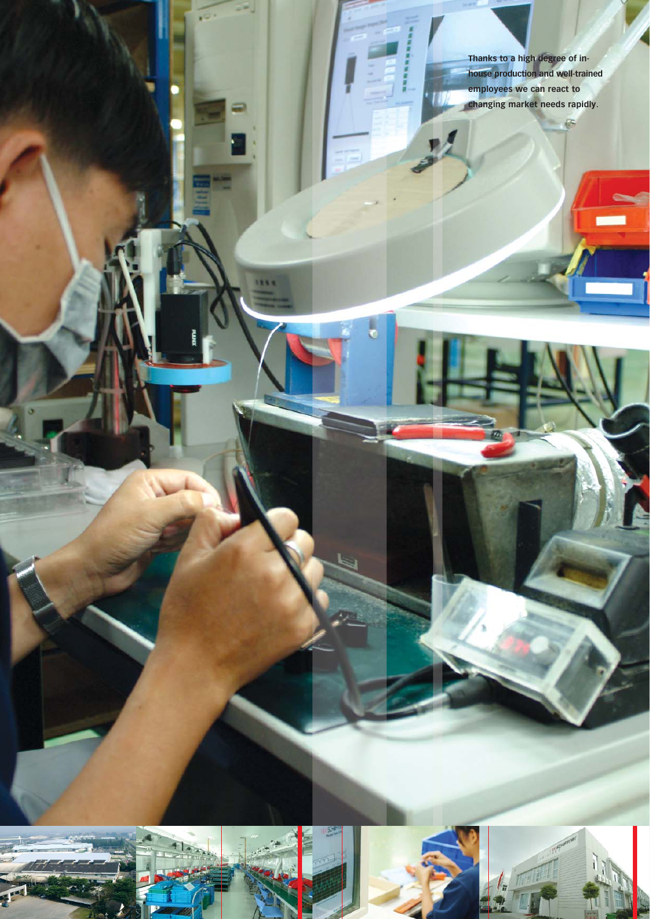Thanks to a high degree of in-house production and well-trained employees we can react to changing market needs rapidly.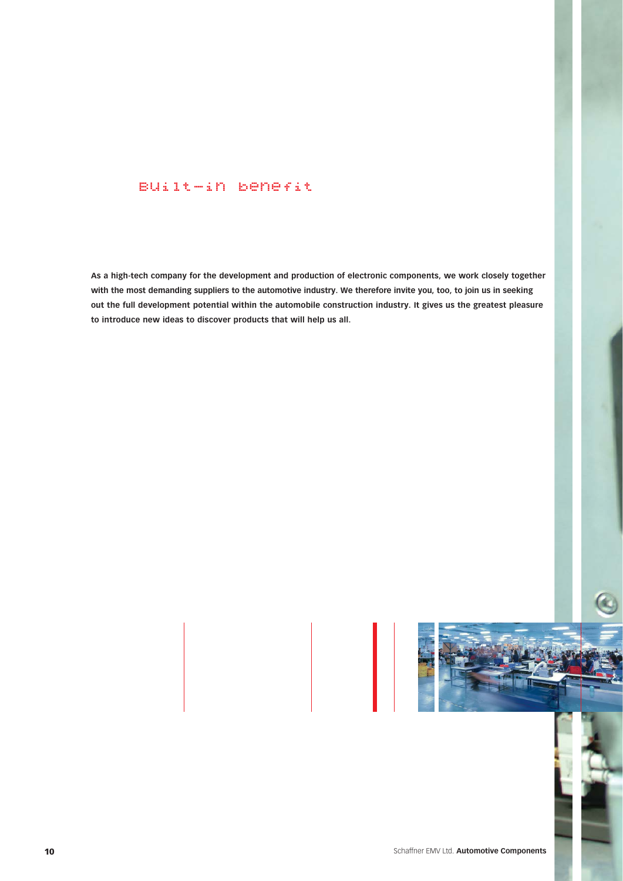# Built-in benefit

**As a high-tech company for the development and production of electronic components, we work closely together with the most demanding suppliers to the automotive industry. We therefore invite you, too, to join us in seeking out the full development potential within the automobile construction industry. It gives us the greatest pleasure to introduce new ideas to discover products that will help us all.**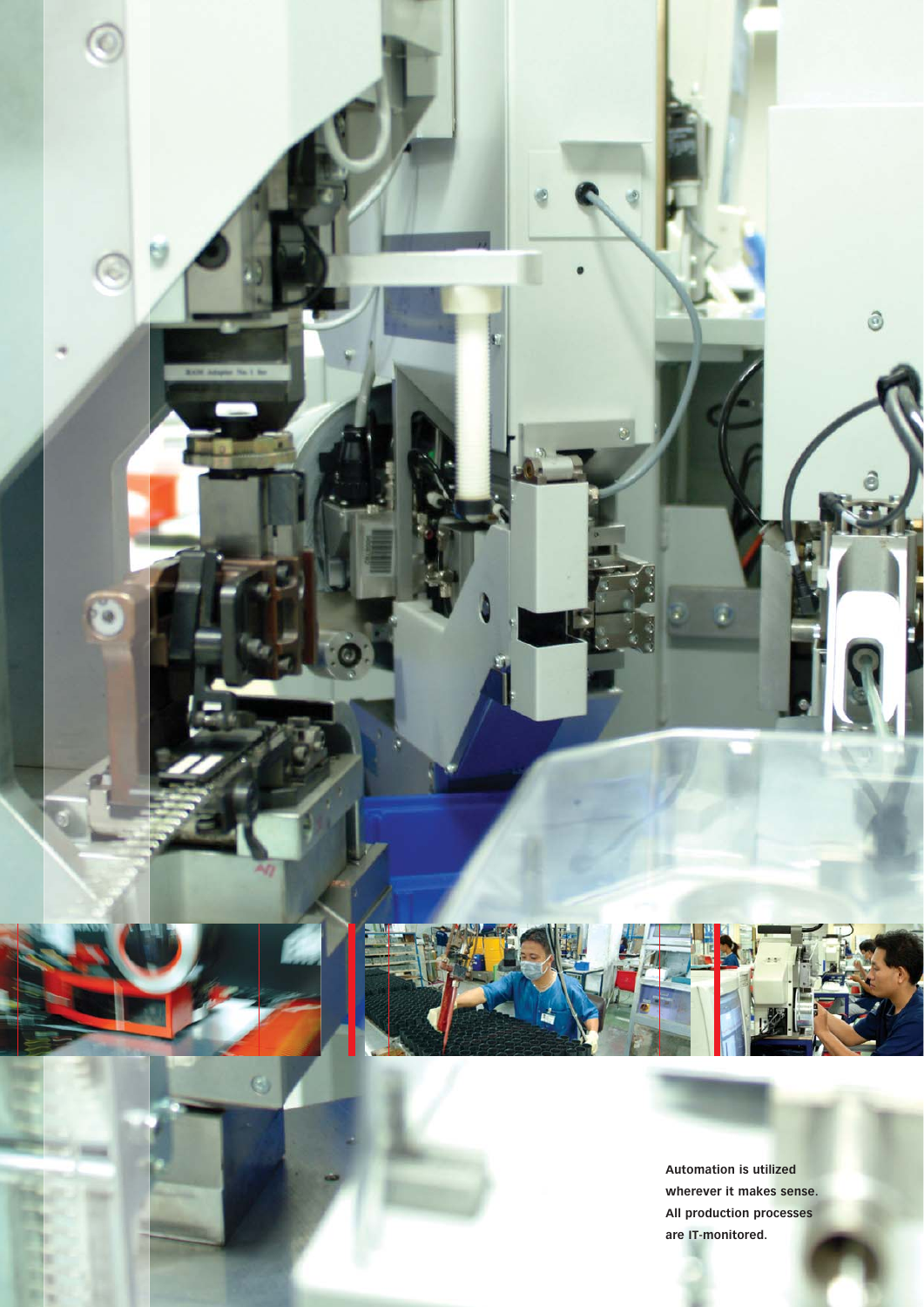**Automation is utilized wherever it makes sense. All production processes are IT-monitored.**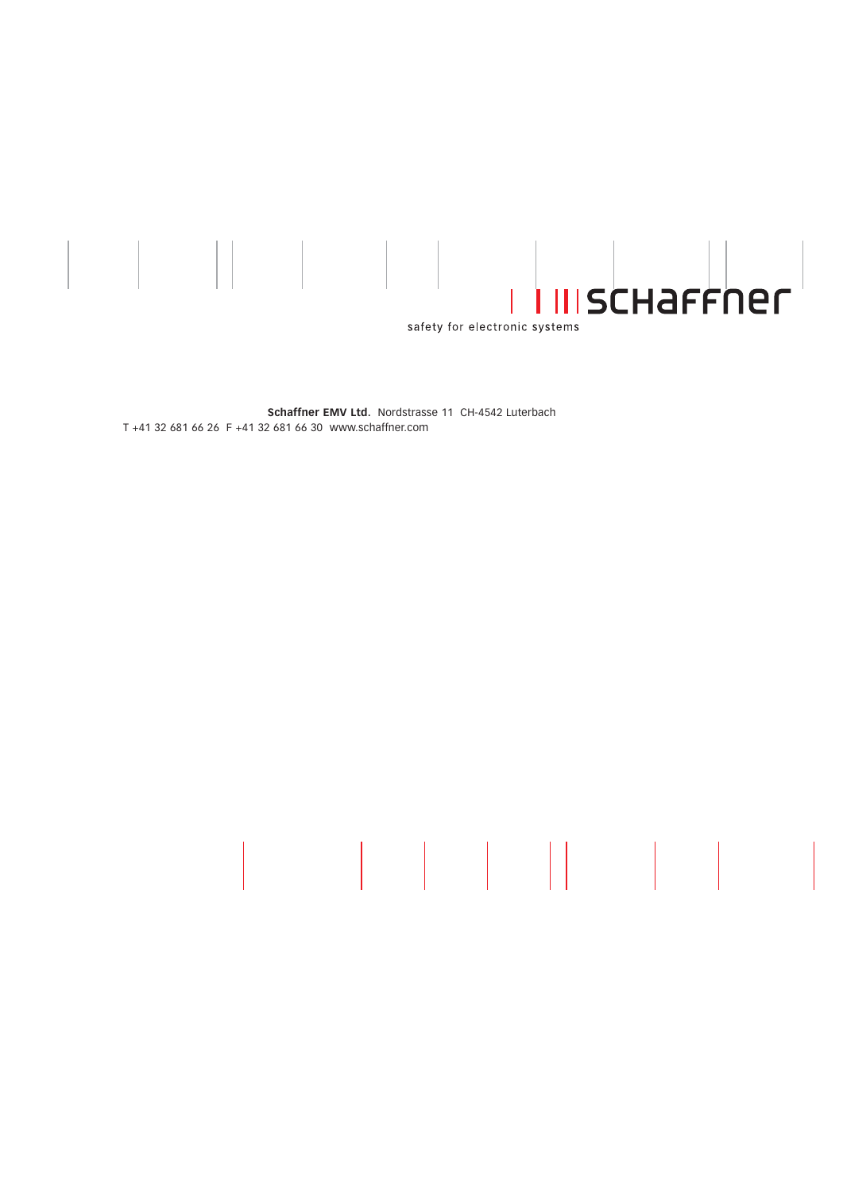schaffner

safety for electronic systems

**Schaffner EMV Ltd.** Nordstrasse 11 CH-4542 Luterbach
T +41 32 681 66 26 F +41 32 681 66 30 www.schaffner.com